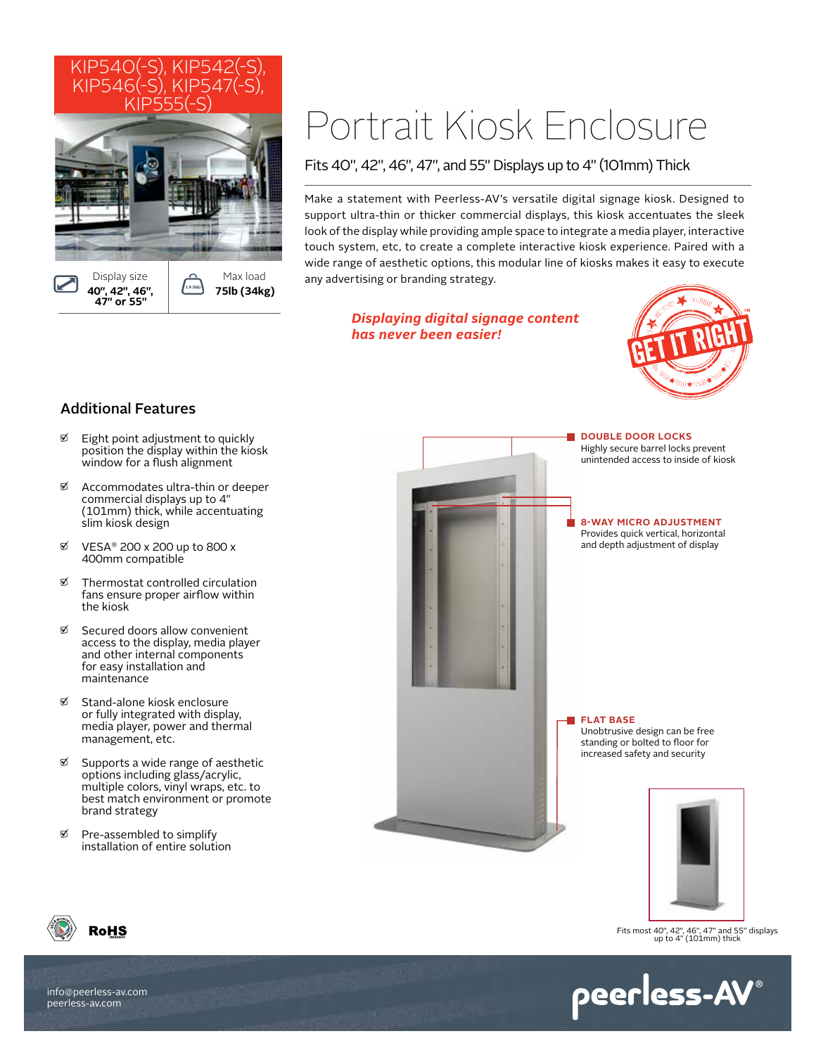KIP540(-S), KIP542(-S), KIP546(-S), KIP547(-S), KIP555(-S)

Display size **40", 42", 46", 47" or 55"**

Max load **75lb (34kg)**

# Portrait Kiosk Enclosure

## Fits 40", 42", 46", 47", and 55" Displays up to 4" (101mm) Thick

Make a statement with Peerless-AV's versatile digital signage kiosk. Designed to support ultra-thin or thicker commercial displays, this kiosk accentuates the sleek look of the display while providing ample space to integrate a media player, interactive touch system, etc, to create a complete interactive kiosk experience. Paired with a wide range of aesthetic options, this modular line of kiosks makes it easy to execute any advertising or branding strategy.

***Displaying digital signage content has never been easier!***

GET IT RIGHT™

## Additional Features

- Eight point adjustment to quickly position the display within the kiosk window for a flush alignment
- Accommodates ultra-thin or deeper commercial displays up to 4" (101mm) thick, while accentuating slim kiosk design
- VESA® 200 x 200 up to 800 x 400mm compatible
- Thermostat controlled circulation fans ensure proper airflow within the kiosk
- Secured doors allow convenient access to the display, media player and other internal components for easy installation and maintenance
- Stand-alone kiosk enclosure or fully integrated with display, media player, power and thermal management, etc.
- Supports a wide range of aesthetic options including glass/acrylic, multiple colors, vinyl wraps, etc. to best match environment or promote brand strategy
- Pre-assembled to simplify installation of entire solution

**DOUBLE DOOR LOCKS**
Highly secure barrel locks prevent unintended access to inside of kiosk

**8-WAY MICRO ADJUSTMENT**
Provides quick vertical, horizontal and depth adjustment of display

**FLAT BASE**
Unobtrusive design can be free standing or bolted to floor for increased safety and security

Fits most 40", 42", 46", 47" and 55" displays up to 4" (101mm) thick

RoHS

info@peerless-av.com
peerless-av.com

peerless-AV®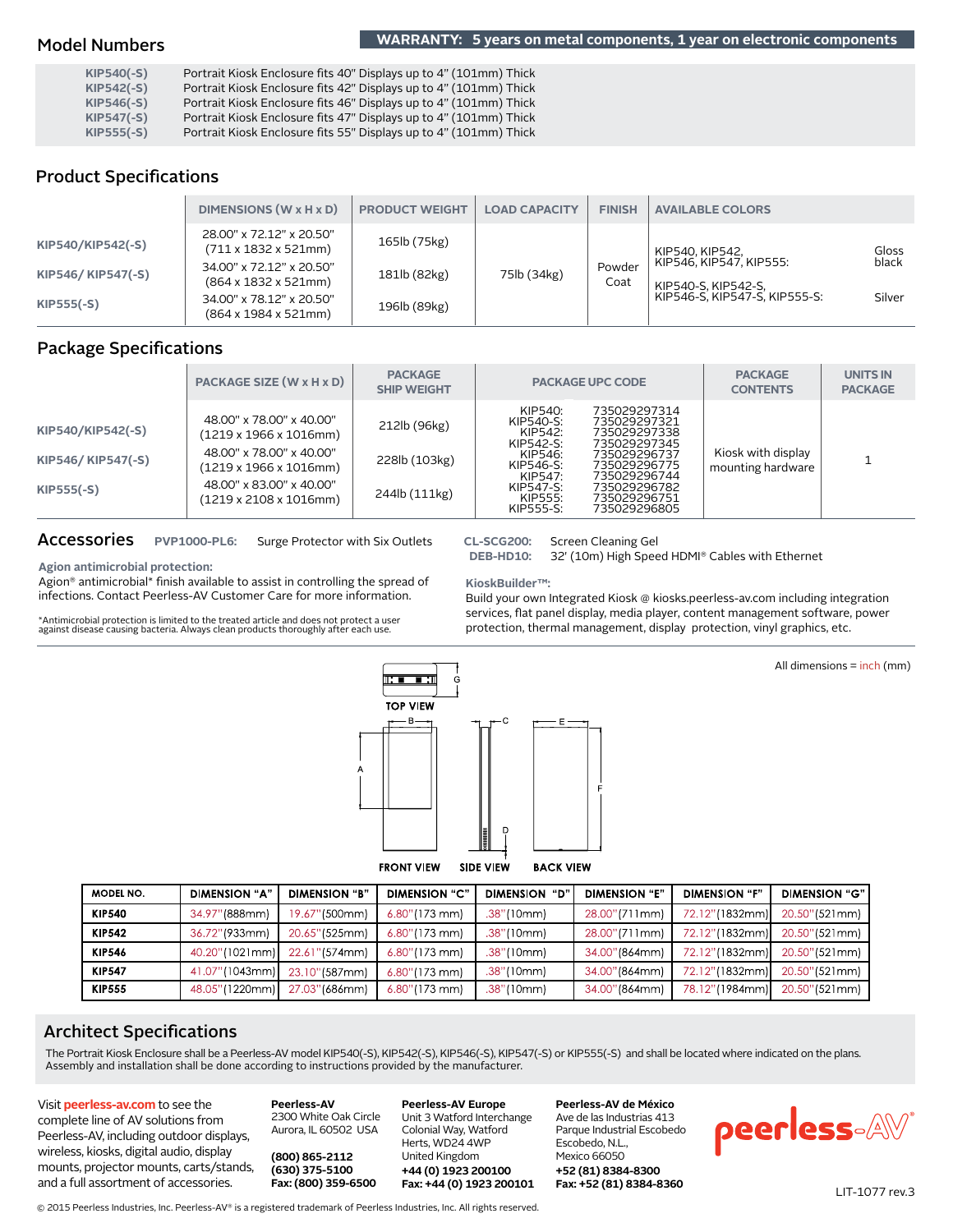## Model Numbers

**WARRANTY: 5 years on metal components, 1 year on electronic components**

| | |
|---|---|
| KIP540(-S) | Portrait Kiosk Enclosure fits 40" Displays up to 4" (101mm) Thick |
| KIP542(-S) | Portrait Kiosk Enclosure fits 42" Displays up to 4" (101mm) Thick |
| KIP546(-S) | Portrait Kiosk Enclosure fits 46" Displays up to 4" (101mm) Thick |
| KIP547(-S) | Portrait Kiosk Enclosure fits 47" Displays up to 4" (101mm) Thick |
| KIP555(-S) | Portrait Kiosk Enclosure fits 55" Displays up to 4" (101mm) Thick |

## Product Specifications

| | DIMENSIONS (W x H x D) | PRODUCT WEIGHT | LOAD CAPACITY | FINISH | AVAILABLE COLORS |
|---|---|---|---|---|---|
| KIP540/KIP542(-S) | 28.00" x 72.12" x 20.50" (711 x 1832 x 521mm) | 165lb (75kg) | 75lb (34kg) | Powder Coat | KIP540, KIP542, KIP546, KIP547, KIP555: Gloss black |
| KIP546/ KIP547(-S) | 34.00" x 72.12" x 20.50" (864 x 1832 x 521mm) | 181lb (82kg) | | | KIP540-S, KIP542-S, KIP546-S, KIP547-S, KIP555-S: Silver |
| KIP555(-S) | 34.00" x 78.12" x 20.50" (864 x 1984 x 521mm) | 196lb (89kg) | | | |

## Package Specifications

| | PACKAGE SIZE (W x H x D) | PACKAGE SHIP WEIGHT | PACKAGE UPC CODE | PACKAGE CONTENTS | UNITS IN PACKAGE |
|---|---|---|---|---|---|
| KIP540/KIP542(-S) | 48.00" x 78.00" x 40.00" (1219 x 1966 x 1016mm) | 212lb (96kg) | KIP540: 735029297314, KIP540-S: 735029297321, KIP542: 735029297338, KIP542-S: 735029297345 | Kiosk with display mounting hardware | 1 |
| KIP546/ KIP547(-S) | 48.00" x 78.00" x 40.00" (1219 x 1966 x 1016mm) | 228lb (103kg) | KIP546: 735029296737, KIP546-S: 735029296775, KIP547: 735029296744, KIP547-S: 735029296782 | | |
| KIP555(-S) | 48.00" x 83.00" x 40.00" (1219 x 2108 x 1016mm) | 244lb (111kg) | KIP555: 735029296751, KIP555-S: 735029296805 | | |

## Accessories

**PVP1000-PL6:** Surge Protector with Six Outlets
**CL-SCG200:** Screen Cleaning Gel
**DEB-HD10:** 32' (10m) High Speed HDMI® Cables with Ethernet

**Agion antimicrobial protection:**
Agion® antimicrobial* finish available to assist in controlling the spread of infections. Contact Peerless-AV Customer Care for more information.

*Antimicrobial protection is limited to the treated article and does not protect a user against disease causing bacteria. Always clean products thoroughly after each use.

**KioskBuilder™:**
Build your own Integrated Kiosk @ kiosks.peerless-av.com including integration services, flat panel display, media player, content management software, power protection, thermal management, display protection, vinyl graphics, etc.

All dimensions = inch (mm)

TOP VIEW
FRONT VIEW
SIDE VIEW
BACK VIEW

| MODEL NO. | DIMENSION "A" | DIMENSION "B" | DIMENSION "C" | DIMENSION "D" | DIMENSION "E" | DIMENSION "F" | DIMENSION "G" |
|---|---|---|---|---|---|---|---|
| KIP540 | 34.97"(888mm) | 19.67"(500mm) | 6.80"(173 mm) | .38"(10mm) | 28.00"(711mm) | 72.12"(1832mm) | 20.50"(521mm) |
| KIP542 | 36.72"(933mm) | 20.65"(525mm) | 6.80"(173 mm) | .38"(10mm) | 28.00"(711mm) | 72.12"(1832mm) | 20.50"(521mm) |
| KIP546 | 40.20"(1021mm) | 22.61"(574mm) | 6.80"(173 mm) | .38"(10mm) | 34.00"(864mm) | 72.12"(1832mm) | 20.50"(521mm) |
| KIP547 | 41.07"(1043mm) | 23.10"(587mm) | 6.80"(173 mm) | .38"(10mm) | 34.00"(864mm) | 72.12"(1832mm) | 20.50"(521mm) |
| KIP555 | 48.05"(1220mm) | 27.03"(686mm) | 6.80"(173 mm) | .38"(10mm) | 34.00"(864mm) | 78.12"(1984mm) | 20.50"(521mm) |

## Architect Specifications

The Portrait Kiosk Enclosure shall be a Peerless-AV model KIP540(-S), KIP542(-S), KIP546(-S), KIP547(-S) or KIP555(-S) and shall be located where indicated on the plans. Assembly and installation shall be done according to instructions provided by the manufacturer.

Visit **peerless-av.com** to see the complete line of AV solutions from Peerless-AV, including outdoor displays, wireless, kiosks, digital audio, display mounts, projector mounts, carts/stands, and a full assortment of accessories.

**Peerless-AV**
2300 White Oak Circle
Aurora, IL 60502 USA
**(800) 865-2112**
**(630) 375-5100**
**Fax: (800) 359-6500**

**Peerless-AV Europe**
Unit 3 Watford Interchange
Colonial Way, Watford
Herts, WD24 4WP
United Kingdom
**+44 (0) 1923 200100**
**Fax: +44 (0) 1923 200101**

**Peerless-AV de México**
Ave de las Industrias 413
Parque Industrial Escobedo
Escobedo, N.L.,
Mexico 66050
**+52 (81) 8384-8300**
**Fax: +52 (81) 8384-8360**

peerless-AV®

LIT-1077 rev.3

© 2015 Peerless Industries, Inc. Peerless-AV® is a registered trademark of Peerless Industries, Inc. All rights reserved.